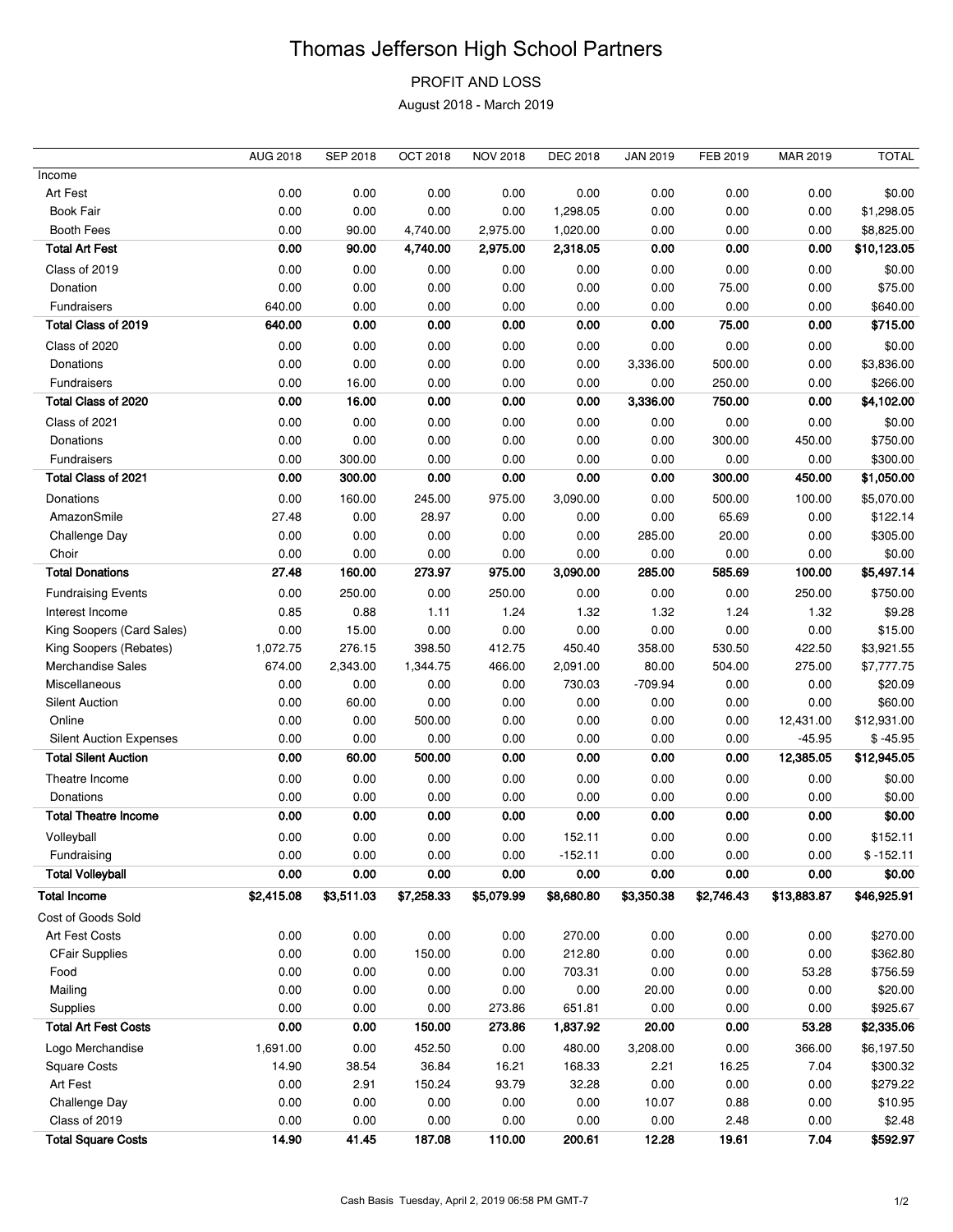# Thomas Jefferson High School Partners

PROFIT AND LOSS

August 2018 - March 2019

| | AUG 2018 | SEP 2018 | OCT 2018 | NOV 2018 | DEC 2018 | JAN 2019 | FEB 2019 | MAR 2019 | TOTAL |
|---|---|---|---|---|---|---|---|---|---|
| Income | | | | | | | | | |
| Art Fest | 0.00 | 0.00 | 0.00 | 0.00 | 0.00 | 0.00 | 0.00 | 0.00 | $0.00 |
| Book Fair | 0.00 | 0.00 | 0.00 | 0.00 | 1,298.05 | 0.00 | 0.00 | 0.00 | $1,298.05 |
| Booth Fees | 0.00 | 90.00 | 4,740.00 | 2,975.00 | 1,020.00 | 0.00 | 0.00 | 0.00 | $8,825.00 |
| **Total Art Fest** | **0.00** | **90.00** | **4,740.00** | **2,975.00** | **2,318.05** | **0.00** | **0.00** | **0.00** | **$10,123.05** |
| Class of 2019 | 0.00 | 0.00 | 0.00 | 0.00 | 0.00 | 0.00 | 0.00 | 0.00 | $0.00 |
| Donation | 0.00 | 0.00 | 0.00 | 0.00 | 0.00 | 0.00 | 75.00 | 0.00 | $75.00 |
| Fundraisers | 640.00 | 0.00 | 0.00 | 0.00 | 0.00 | 0.00 | 0.00 | 0.00 | $640.00 |
| **Total Class of 2019** | **640.00** | **0.00** | **0.00** | **0.00** | **0.00** | **0.00** | **75.00** | **0.00** | **$715.00** |
| Class of 2020 | 0.00 | 0.00 | 0.00 | 0.00 | 0.00 | 0.00 | 0.00 | 0.00 | $0.00 |
| Donations | 0.00 | 0.00 | 0.00 | 0.00 | 0.00 | 3,336.00 | 500.00 | 0.00 | $3,836.00 |
| Fundraisers | 0.00 | 16.00 | 0.00 | 0.00 | 0.00 | 0.00 | 250.00 | 0.00 | $266.00 |
| **Total Class of 2020** | **0.00** | **16.00** | **0.00** | **0.00** | **0.00** | **3,336.00** | **750.00** | **0.00** | **$4,102.00** |
| Class of 2021 | 0.00 | 0.00 | 0.00 | 0.00 | 0.00 | 0.00 | 0.00 | 0.00 | $0.00 |
| Donations | 0.00 | 0.00 | 0.00 | 0.00 | 0.00 | 0.00 | 300.00 | 450.00 | $750.00 |
| Fundraisers | 0.00 | 300.00 | 0.00 | 0.00 | 0.00 | 0.00 | 0.00 | 0.00 | $300.00 |
| **Total Class of 2021** | **0.00** | **300.00** | **0.00** | **0.00** | **0.00** | **0.00** | **300.00** | **450.00** | **$1,050.00** |
| Donations | 0.00 | 160.00 | 245.00 | 975.00 | 3,090.00 | 0.00 | 500.00 | 100.00 | $5,070.00 |
| AmazonSmile | 27.48 | 0.00 | 28.97 | 0.00 | 0.00 | 0.00 | 65.69 | 0.00 | $122.14 |
| Challenge Day | 0.00 | 0.00 | 0.00 | 0.00 | 0.00 | 285.00 | 20.00 | 0.00 | $305.00 |
| Choir | 0.00 | 0.00 | 0.00 | 0.00 | 0.00 | 0.00 | 0.00 | 0.00 | $0.00 |
| **Total Donations** | **27.48** | **160.00** | **273.97** | **975.00** | **3,090.00** | **285.00** | **585.69** | **100.00** | **$5,497.14** |
| Fundraising Events | 0.00 | 250.00 | 0.00 | 250.00 | 0.00 | 0.00 | 0.00 | 250.00 | $750.00 |
| Interest Income | 0.85 | 0.88 | 1.11 | 1.24 | 1.32 | 1.32 | 1.24 | 1.32 | $9.28 |
| King Soopers (Card Sales) | 0.00 | 15.00 | 0.00 | 0.00 | 0.00 | 0.00 | 0.00 | 0.00 | $15.00 |
| King Soopers (Rebates) | 1,072.75 | 276.15 | 398.50 | 412.75 | 450.40 | 358.00 | 530.50 | 422.50 | $3,921.55 |
| Merchandise Sales | 674.00 | 2,343.00 | 1,344.75 | 466.00 | 2,091.00 | 80.00 | 504.00 | 275.00 | $7,777.75 |
| Miscellaneous | 0.00 | 0.00 | 0.00 | 0.00 | 730.03 | -709.94 | 0.00 | 0.00 | $20.09 |
| Silent Auction | 0.00 | 60.00 | 0.00 | 0.00 | 0.00 | 0.00 | 0.00 | 0.00 | $60.00 |
| Online | 0.00 | 0.00 | 500.00 | 0.00 | 0.00 | 0.00 | 0.00 | 12,431.00 | $12,931.00 |
| Silent Auction Expenses | 0.00 | 0.00 | 0.00 | 0.00 | 0.00 | 0.00 | 0.00 | -45.95 | $ -45.95 |
| **Total Silent Auction** | **0.00** | **60.00** | **500.00** | **0.00** | **0.00** | **0.00** | **0.00** | **12,385.05** | **$12,945.05** |
| Theatre Income | 0.00 | 0.00 | 0.00 | 0.00 | 0.00 | 0.00 | 0.00 | 0.00 | $0.00 |
| Donations | 0.00 | 0.00 | 0.00 | 0.00 | 0.00 | 0.00 | 0.00 | 0.00 | $0.00 |
| **Total Theatre Income** | **0.00** | **0.00** | **0.00** | **0.00** | **0.00** | **0.00** | **0.00** | **0.00** | **$0.00** |
| Volleyball | 0.00 | 0.00 | 0.00 | 0.00 | 152.11 | 0.00 | 0.00 | 0.00 | $152.11 |
| Fundraising | 0.00 | 0.00 | 0.00 | 0.00 | -152.11 | 0.00 | 0.00 | 0.00 | $ -152.11 |
| **Total Volleyball** | **0.00** | **0.00** | **0.00** | **0.00** | **0.00** | **0.00** | **0.00** | **0.00** | **$0.00** |
| **Total Income** | **$2,415.08** | **$3,511.03** | **$7,258.33** | **$5,079.99** | **$8,680.80** | **$3,350.38** | **$2,746.43** | **$13,883.87** | **$46,925.91** |
| Cost of Goods Sold | | | | | | | | | |
| Art Fest Costs | 0.00 | 0.00 | 0.00 | 0.00 | 270.00 | 0.00 | 0.00 | 0.00 | $270.00 |
| CFair Supplies | 0.00 | 0.00 | 150.00 | 0.00 | 212.80 | 0.00 | 0.00 | 0.00 | $362.80 |
| Food | 0.00 | 0.00 | 0.00 | 0.00 | 703.31 | 0.00 | 0.00 | 53.28 | $756.59 |
| Mailing | 0.00 | 0.00 | 0.00 | 0.00 | 0.00 | 20.00 | 0.00 | 0.00 | $20.00 |
| Supplies | 0.00 | 0.00 | 0.00 | 273.86 | 651.81 | 0.00 | 0.00 | 0.00 | $925.67 |
| **Total Art Fest Costs** | **0.00** | **0.00** | **150.00** | **273.86** | **1,837.92** | **20.00** | **0.00** | **53.28** | **$2,335.06** |
| Logo Merchandise | 1,691.00 | 0.00 | 452.50 | 0.00 | 480.00 | 3,208.00 | 0.00 | 366.00 | $6,197.50 |
| Square Costs | 14.90 | 38.54 | 36.84 | 16.21 | 168.33 | 2.21 | 16.25 | 7.04 | $300.32 |
| Art Fest | 0.00 | 2.91 | 150.24 | 93.79 | 32.28 | 0.00 | 0.00 | 0.00 | $279.22 |
| Challenge Day | 0.00 | 0.00 | 0.00 | 0.00 | 0.00 | 10.07 | 0.88 | 0.00 | $10.95 |
| Class of 2019 | 0.00 | 0.00 | 0.00 | 0.00 | 0.00 | 0.00 | 2.48 | 0.00 | $2.48 |
| **Total Square Costs** | **14.90** | **41.45** | **187.08** | **110.00** | **200.61** | **12.28** | **19.61** | **7.04** | **$592.97** |

Cash Basis Tuesday, April 2, 2019 06:58 PM GMT-7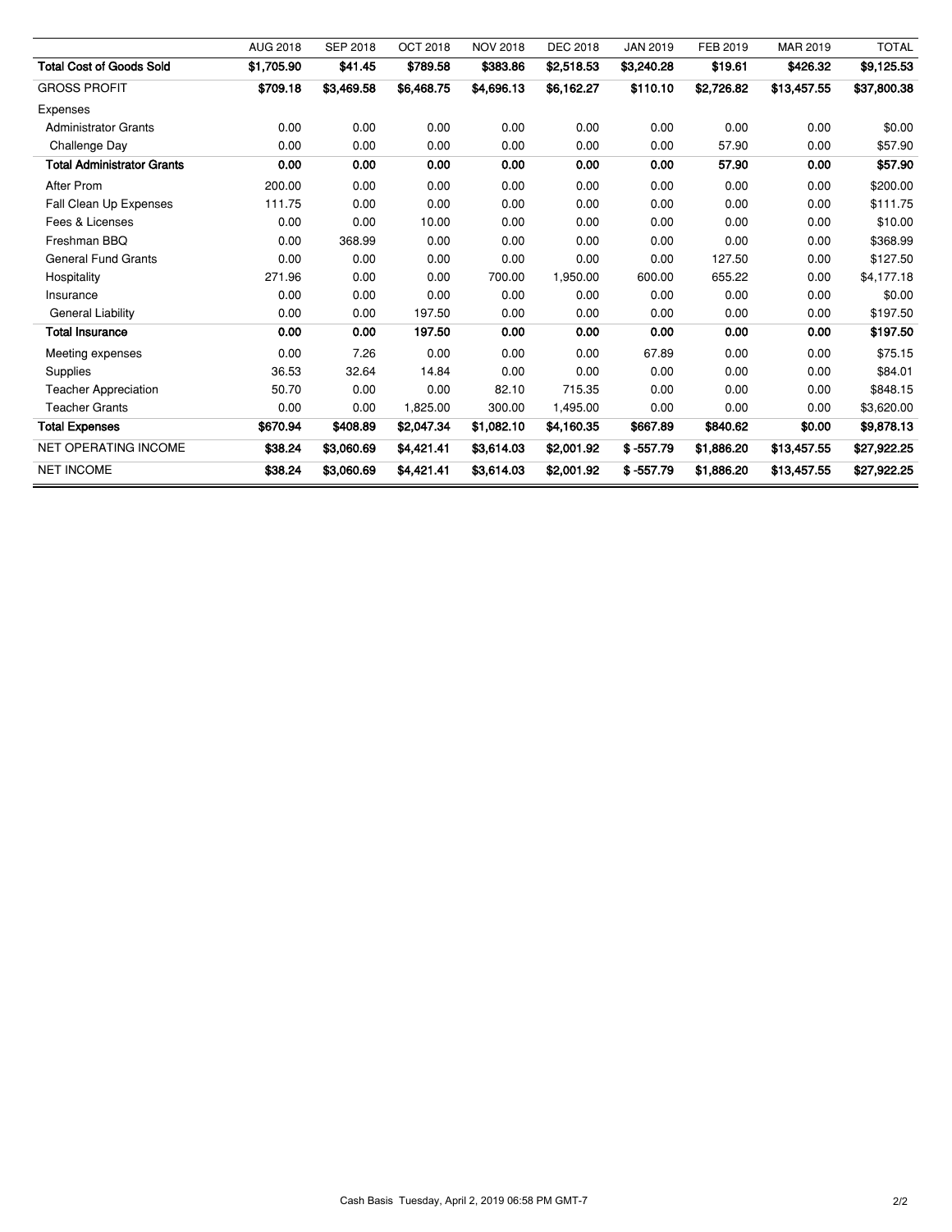| | AUG 2018 | SEP 2018 | OCT 2018 | NOV 2018 | DEC 2018 | JAN 2019 | FEB 2019 | MAR 2019 | TOTAL |
|---|---|---|---|---|---|---|---|---|---|
| **Total Cost of Goods Sold** | **$1,705.90** | **$41.45** | **$789.58** | **$383.86** | **$2,518.53** | **$3,240.28** | **$19.61** | **$426.32** | **$9,125.53** |
| GROSS PROFIT | **$709.18** | **$3,469.58** | **$6,468.75** | **$4,696.13** | **$6,162.27** | **$110.10** | **$2,726.82** | **$13,457.55** | **$37,800.38** |
| Expenses | | | | | | | | | |
| Administrator Grants | 0.00 | 0.00 | 0.00 | 0.00 | 0.00 | 0.00 | 0.00 | 0.00 | $0.00 |
| Challenge Day | 0.00 | 0.00 | 0.00 | 0.00 | 0.00 | 0.00 | 57.90 | 0.00 | $57.90 |
| **Total Administrator Grants** | **0.00** | **0.00** | **0.00** | **0.00** | **0.00** | **0.00** | **57.90** | **0.00** | **$57.90** |
| After Prom | 200.00 | 0.00 | 0.00 | 0.00 | 0.00 | 0.00 | 0.00 | 0.00 | $200.00 |
| Fall Clean Up Expenses | 111.75 | 0.00 | 0.00 | 0.00 | 0.00 | 0.00 | 0.00 | 0.00 | $111.75 |
| Fees & Licenses | 0.00 | 0.00 | 10.00 | 0.00 | 0.00 | 0.00 | 0.00 | 0.00 | $10.00 |
| Freshman BBQ | 0.00 | 368.99 | 0.00 | 0.00 | 0.00 | 0.00 | 0.00 | 0.00 | $368.99 |
| General Fund Grants | 0.00 | 0.00 | 0.00 | 0.00 | 0.00 | 0.00 | 127.50 | 0.00 | $127.50 |
| Hospitality | 271.96 | 0.00 | 0.00 | 700.00 | 1,950.00 | 600.00 | 655.22 | 0.00 | $4,177.18 |
| Insurance | 0.00 | 0.00 | 0.00 | 0.00 | 0.00 | 0.00 | 0.00 | 0.00 | $0.00 |
| General Liability | 0.00 | 0.00 | 197.50 | 0.00 | 0.00 | 0.00 | 0.00 | 0.00 | $197.50 |
| **Total Insurance** | **0.00** | **0.00** | **197.50** | **0.00** | **0.00** | **0.00** | **0.00** | **0.00** | **$197.50** |
| Meeting expenses | 0.00 | 7.26 | 0.00 | 0.00 | 0.00 | 67.89 | 0.00 | 0.00 | $75.15 |
| Supplies | 36.53 | 32.64 | 14.84 | 0.00 | 0.00 | 0.00 | 0.00 | 0.00 | $84.01 |
| Teacher Appreciation | 50.70 | 0.00 | 0.00 | 82.10 | 715.35 | 0.00 | 0.00 | 0.00 | $848.15 |
| Teacher Grants | 0.00 | 0.00 | 1,825.00 | 300.00 | 1,495.00 | 0.00 | 0.00 | 0.00 | $3,620.00 |
| **Total Expenses** | **$670.94** | **$408.89** | **$2,047.34** | **$1,082.10** | **$4,160.35** | **$667.89** | **$840.62** | **$0.00** | **$9,878.13** |
| NET OPERATING INCOME | **$38.24** | **$3,060.69** | **$4,421.41** | **$3,614.03** | **$2,001.92** | **$ -557.79** | **$1,886.20** | **$13,457.55** | **$27,922.25** |
| NET INCOME | **$38.24** | **$3,060.69** | **$4,421.41** | **$3,614.03** | **$2,001.92** | **$ -557.79** | **$1,886.20** | **$13,457.55** | **$27,922.25** |

Cash Basis Tuesday, April 2, 2019 06:58 PM GMT-7